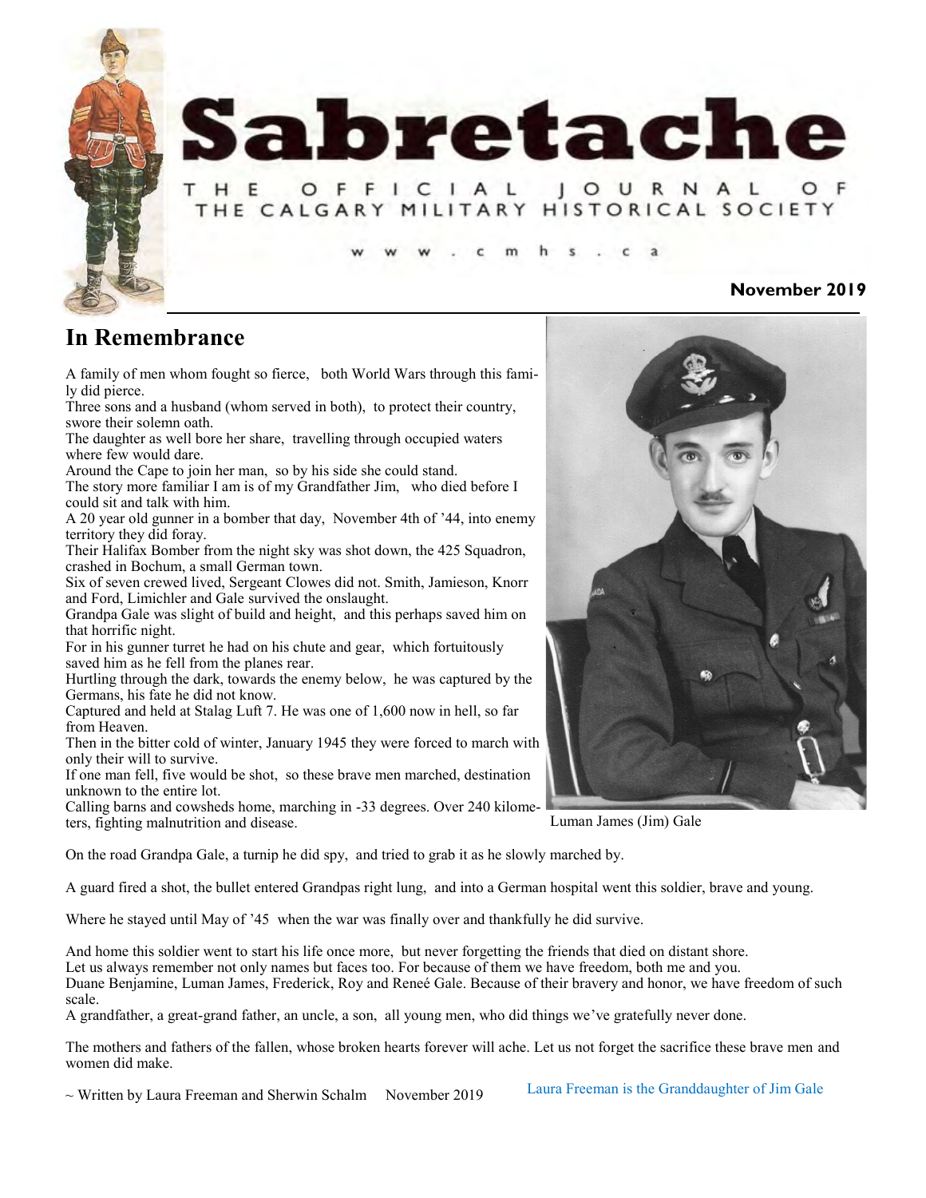# Sabretache

THE OFFICIAL JOURNAL OF THE CALGARY MILITARY HISTORICAL SOCIETY

www.cmhs.ca

**November 2019**

## In Remembrance

A family of men whom fought so fierce, both World Wars through this family did pierce.
Three sons and a husband (whom served in both), to protect their country, swore their solemn oath.
The daughter as well bore her share, travelling through occupied waters where few would dare.
Around the Cape to join her man, so by his side she could stand.
The story more familiar I am is of my Grandfather Jim, who died before I could sit and talk with him.
A 20 year old gunner in a bomber that day, November 4th of '44, into enemy territory they did foray.
Their Halifax Bomber from the night sky was shot down, the 425 Squadron, crashed in Bochum, a small German town.
Six of seven crewed lived, Sergeant Clowes did not. Smith, Jamieson, Knorr and Ford, Limichler and Gale survived the onslaught.
Grandpa Gale was slight of build and height, and this perhaps saved him on that horrific night.
For in his gunner turret he had on his chute and gear, which fortuitously saved him as he fell from the planes rear.
Hurtling through the dark, towards the enemy below, he was captured by the Germans, his fate he did not know.
Captured and held at Stalag Luft 7. He was one of 1,600 now in hell, so far from Heaven.
Then in the bitter cold of winter, January 1945 they were forced to march with only their will to survive.
If one man fell, five would be shot, so these brave men marched, destination unknown to the entire lot.
Calling barns and cowsheds home, marching in -33 degrees. Over 240 kilometers, fighting malnutrition and disease.

Luman James (Jim) Gale

On the road Grandpa Gale, a turnip he did spy, and tried to grab it as he slowly marched by.

A guard fired a shot, the bullet entered Grandpas right lung, and into a German hospital went this soldier, brave and young.

Where he stayed until May of '45 when the war was finally over and thankfully he did survive.

And home this soldier went to start his life once more, but never forgetting the friends that died on distant shore.
Let us always remember not only names but faces too. For because of them we have freedom, both me and you.
Duane Benjamine, Luman James, Frederick, Roy and Reneé Gale. Because of their bravery and honor, we have freedom of such scale.
A grandfather, a great-grand father, an uncle, a son, all young men, who did things we've gratefully never done.

The mothers and fathers of the fallen, whose broken hearts forever will ache. Let us not forget the sacrifice these brave men and women did make.

~ Written by Laura Freeman and Sherwin Schalm November 2019

Laura Freeman is the Granddaughter of Jim Gale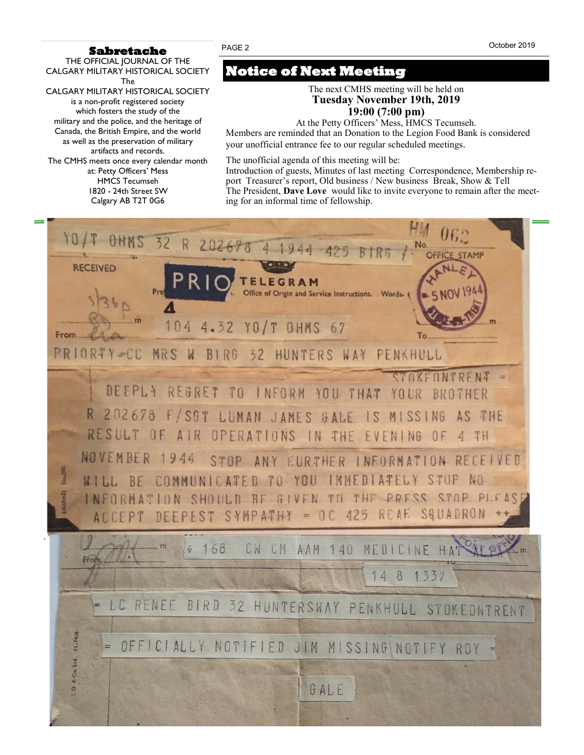**Sabretache**

THE OFFICIAL JOURNAL OF THE CALGARY MILITARY HISTORICAL SOCIETY

The CALGARY MILITARY HISTORICAL SOCIETY is a non-profit registered society which fosters the study of the military and the police, and the heritage of Canada, the British Empire, and the world as well as the preservation of military artifacts and records.

The CMHS meets once every calendar month at: Petty Officers' Mess HMCS Tecumseh 1820 - 24th Street SW Calgary AB T2T 0G6

# Notice of Next Meeting

The next CMHS meeting will be held on
**Tuesday November 19th, 2019**
**19:00 (7:00 pm)**
At the Petty Officers' Mess, HMCS Tecumseh.

Members are reminded that an Donation to the Legion Food Bank is considered your unofficial entrance fee to our regular scheduled meetings.

The unofficial agenda of this meeting will be:
Introduction of guests, Minutes of last meeting Correspondence, Membership report Treasurer's report, Old business / New business Break, Show & Tell
The President, **Dave Love** would like to invite everyone to remain after the meeting for an informal time of fellowship.

YO/T OHMS 32 R 202678 4 1944 425 BIRG /

PRIO TELEGRAM

OFFICE STAMP HANLEY 5 NOV 1944 STOKE-ON-TRENT

104 4.32 YO/T OHMS 67

PRIORTY CC MRS W BIRG 32 HUNTERS WAY PENKHULL STOKEONTRENT =

DEEPLY REGRET TO INFORM YOU THAT YOUR BROTHER R 202678 F/SGT LUMAN JAMES GALE IS MISSING AS THE RESULT OF AIR OPERATIONS IN THE EVENING OF 4 TH NOVEMBER 1944 STOP ANY FURTHER INFORMATION RECEIVED WILL BE COMMUNICATED TO YOU IMMEDIATELY STOP NO INFORMATION SHOULD BE GIVEN TO THE PRESS STOP PLEASE ACCEPT DEEPEST SYMPATHY = OC 425 RCAF SQUADRON ++

\* 168 CW CM AAM 140 MEDICINE HAT ALTA

14 8 1337

= LC RENEE BIRD 32 HUNTERSWAY PENKHULL STOKEONTRENT

= OFFICIALLY NOTIFIED JIM MISSING NOTIFY ROY =

GALE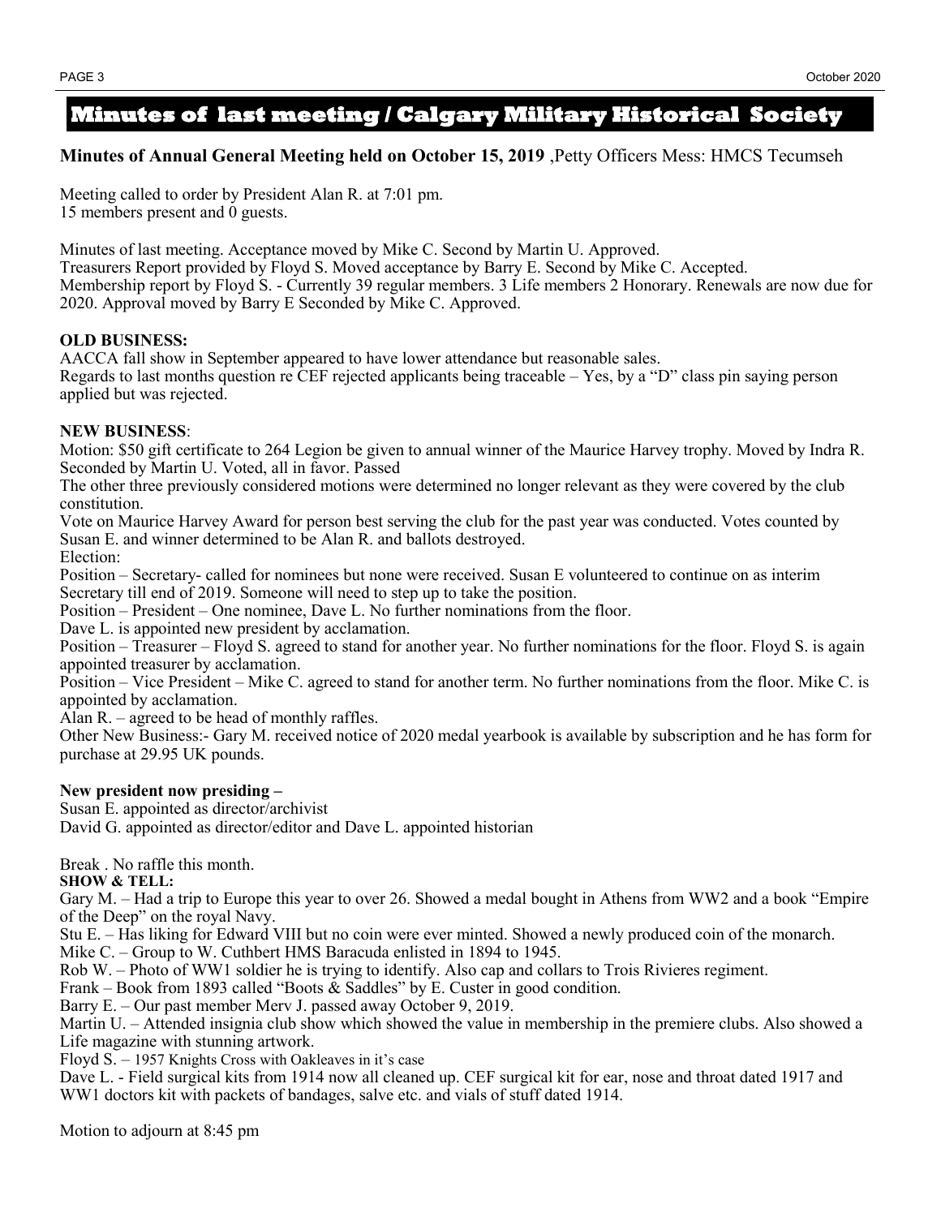## Minutes of last meeting / Calgary Military Historical Society

**Minutes of Annual General Meeting held on October 15, 2019** ,Petty Officers Mess: HMCS Tecumseh

Meeting called to order by President Alan R. at 7:01 pm.
15 members present and 0 guests.

Minutes of last meeting. Acceptance moved by Mike C. Second by Martin U. Approved.
Treasurers Report provided by Floyd S. Moved acceptance by Barry E. Second by Mike C. Accepted.
Membership report by Floyd S. - Currently 39 regular members. 3 Life members 2 Honorary. Renewals are now due for 2020. Approval moved by Barry E Seconded by Mike C. Approved.

**OLD BUSINESS:**
AACCA fall show in September appeared to have lower attendance but reasonable sales.
Regards to last months question re CEF rejected applicants being traceable – Yes, by a "D" class pin saying person applied but was rejected.

**NEW BUSINESS**:
Motion: $50 gift certificate to 264 Legion be given to annual winner of the Maurice Harvey trophy. Moved by Indra R. Seconded by Martin U. Voted, all in favor. Passed
The other three previously considered motions were determined no longer relevant as they were covered by the club constitution.
Vote on Maurice Harvey Award for person best serving the club for the past year was conducted. Votes counted by Susan E. and winner determined to be Alan R. and ballots destroyed.
Election:
Position – Secretary- called for nominees but none were received. Susan E volunteered to continue on as interim Secretary till end of 2019. Someone will need to step up to take the position.
Position – President – One nominee, Dave L. No further nominations from the floor.
Dave L. is appointed new president by acclamation.
Position – Treasurer – Floyd S. agreed to stand for another year. No further nominations for the floor. Floyd S. is again appointed treasurer by acclamation.
Position – Vice President – Mike C. agreed to stand for another term. No further nominations from the floor. Mike C. is appointed by acclamation.
Alan R. – agreed to be head of monthly raffles.
Other New Business:- Gary M. received notice of 2020 medal yearbook is available by subscription and he has form for purchase at 29.95 UK pounds.

**New president now presiding –**
Susan E. appointed as director/archivist
David G. appointed as director/editor and Dave L. appointed historian

Break . No raffle this month.
**SHOW & TELL:**
Gary M. – Had a trip to Europe this year to over 26. Showed a medal bought in Athens from WW2 and a book "Empire of the Deep" on the royal Navy.
Stu E. – Has liking for Edward VIII but no coin were ever minted. Showed a newly produced coin of the monarch.
Mike C. – Group to W. Cuthbert HMS Baracuda enlisted in 1894 to 1945.
Rob W. – Photo of WW1 soldier he is trying to identify. Also cap and collars to Trois Rivieres regiment.
Frank – Book from 1893 called "Boots & Saddles" by E. Custer in good condition.
Barry E. – Our past member Merv J. passed away October 9, 2019.
Martin U. – Attended insignia club show which showed the value in membership in the premiere clubs. Also showed a Life magazine with stunning artwork.
Floyd S. – 1957 Knights Cross with Oakleaves in it's case
Dave L. - Field surgical kits from 1914 now all cleaned up. CEF surgical kit for ear, nose and throat dated 1917 and WW1 doctors kit with packets of bandages, salve etc. and vials of stuff dated 1914.

Motion to adjourn at 8:45 pm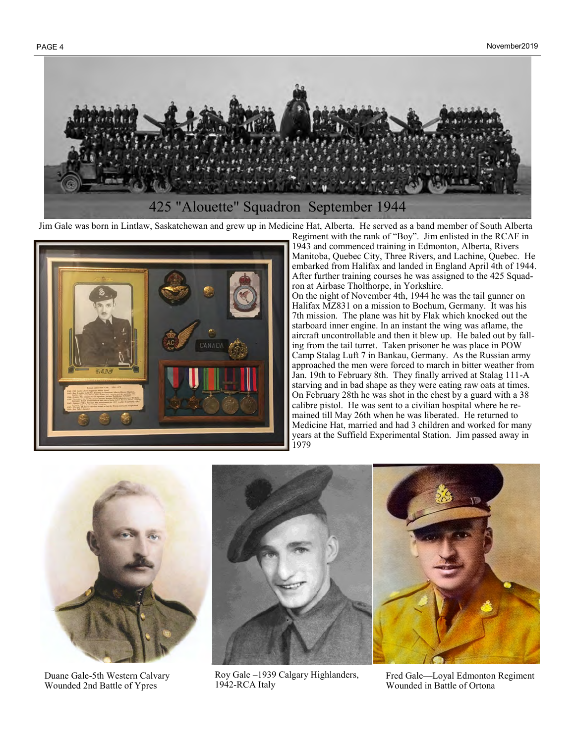425 "Alouette" Squadron September 1944

Jim Gale was born in Lintlaw, Saskatchewan and grew up in Medicine Hat, Alberta. He served as a band member of South Alberta Regiment with the rank of "Boy". Jim enlisted in the RCAF in 1943 and commenced training in Edmonton, Alberta, Rivers Manitoba, Quebec City, Three Rivers, and Lachine, Quebec. He embarked from Halifax and landed in England April 4th of 1944. After further training courses he was assigned to the 425 Squadron at Airbase Tholthorpe, in Yorkshire.

On the night of November 4th, 1944 he was the tail gunner on Halifax MZ831 on a mission to Bochum, Germany. It was his 7th mission. The plane was hit by Flak which knocked out the starboard inner engine. In an instant the wing was aflame, the aircraft uncontrollable and then it blew up. He baled out by falling from the tail turret. Taken prisoner he was place in POW Camp Stalag Luft 7 in Bankau, Germany. As the Russian army approached the men were forced to march in bitter weather from Jan. 19th to February 8th. They finally arrived at Stalag 111-A starving and in bad shape as they were eating raw oats at times. On February 28th he was shot in the chest by a guard with a 38 calibre pistol. He was sent to a civilian hospital where he remained till May 26th when he was liberated. He returned to Medicine Hat, married and had 3 children and worked for many years at the Suffield Experimental Station. Jim passed away in 1979

Duane Gale-5th Western Calvary
Wounded 2nd Battle of Ypres

Roy Gale –1939 Calgary Highlanders,
1942-RCA Italy

Fred Gale—Loyal Edmonton Regiment
Wounded in Battle of Ortona